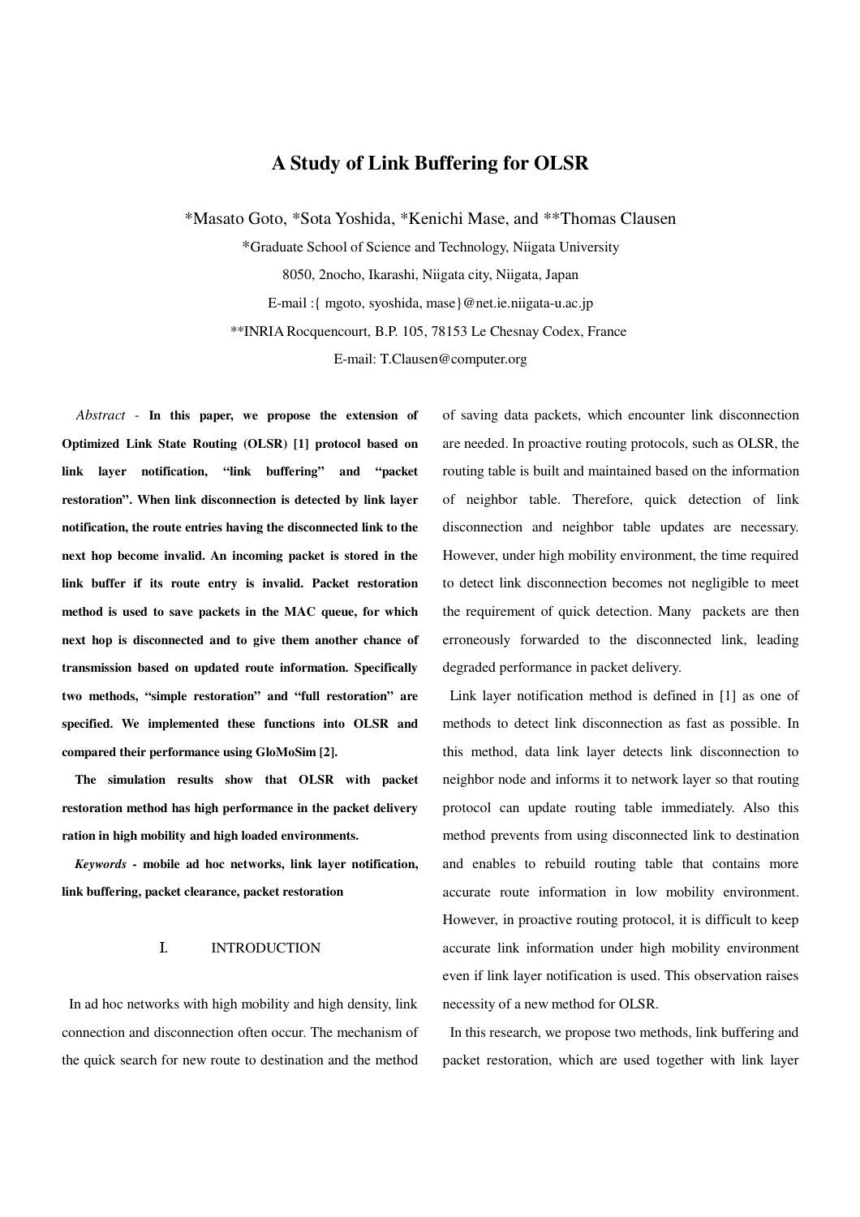# A Study of Link Buffering for OLSR

*Masato Goto, *Sota Yoshida, *Kenichi Mase, and **Thomas Clausen

*Graduate School of Science and Technology, Niigata University

8050, 2nocho, Ikarashi, Niigata city, Niigata, Japan

E-mail :{ mgoto, syoshida, mase}@net.ie.niigata-u.ac.jp

**INRIA Rocquencourt, B.P. 105, 78153 Le Chesnay Codex, France

E-mail: T.Clausen@computer.org

*Abstract* - **In this paper, we propose the extension of Optimized Link State Routing (OLSR) [1] protocol based on link layer notification, "link buffering" and "packet restoration". When link disconnection is detected by link layer notification, the route entries having the disconnected link to the next hop become invalid. An incoming packet is stored in the link buffer if its route entry is invalid. Packet restoration method is used to save packets in the MAC queue, for which next hop is disconnected and to give them another chance of transmission based on updated route information. Specifically two methods, "simple restoration" and "full restoration" are specified. We implemented these functions into OLSR and compared their performance using GloMoSim [2].**

**The simulation results show that OLSR with packet restoration method has high performance in the packet delivery ration in high mobility and high loaded environments.**

***Keywords* - mobile ad hoc networks, link layer notification, link buffering, packet clearance, packet restoration**

## I. INTRODUCTION

In ad hoc networks with high mobility and high density, link connection and disconnection often occur. The mechanism of the quick search for new route to destination and the method of saving data packets, which encounter link disconnection are needed. In proactive routing protocols, such as OLSR, the routing table is built and maintained based on the information of neighbor table. Therefore, quick detection of link disconnection and neighbor table updates are necessary. However, under high mobility environment, the time required to detect link disconnection becomes not negligible to meet the requirement of quick detection. Many packets are then erroneously forwarded to the disconnected link, leading degraded performance in packet delivery.

Link layer notification method is defined in [1] as one of methods to detect link disconnection as fast as possible. In this method, data link layer detects link disconnection to neighbor node and informs it to network layer so that routing protocol can update routing table immediately. Also this method prevents from using disconnected link to destination and enables to rebuild routing table that contains more accurate route information in low mobility environment. However, in proactive routing protocol, it is difficult to keep accurate link information under high mobility environment even if link layer notification is used. This observation raises necessity of a new method for OLSR.

In this research, we propose two methods, link buffering and packet restoration, which are used together with link layer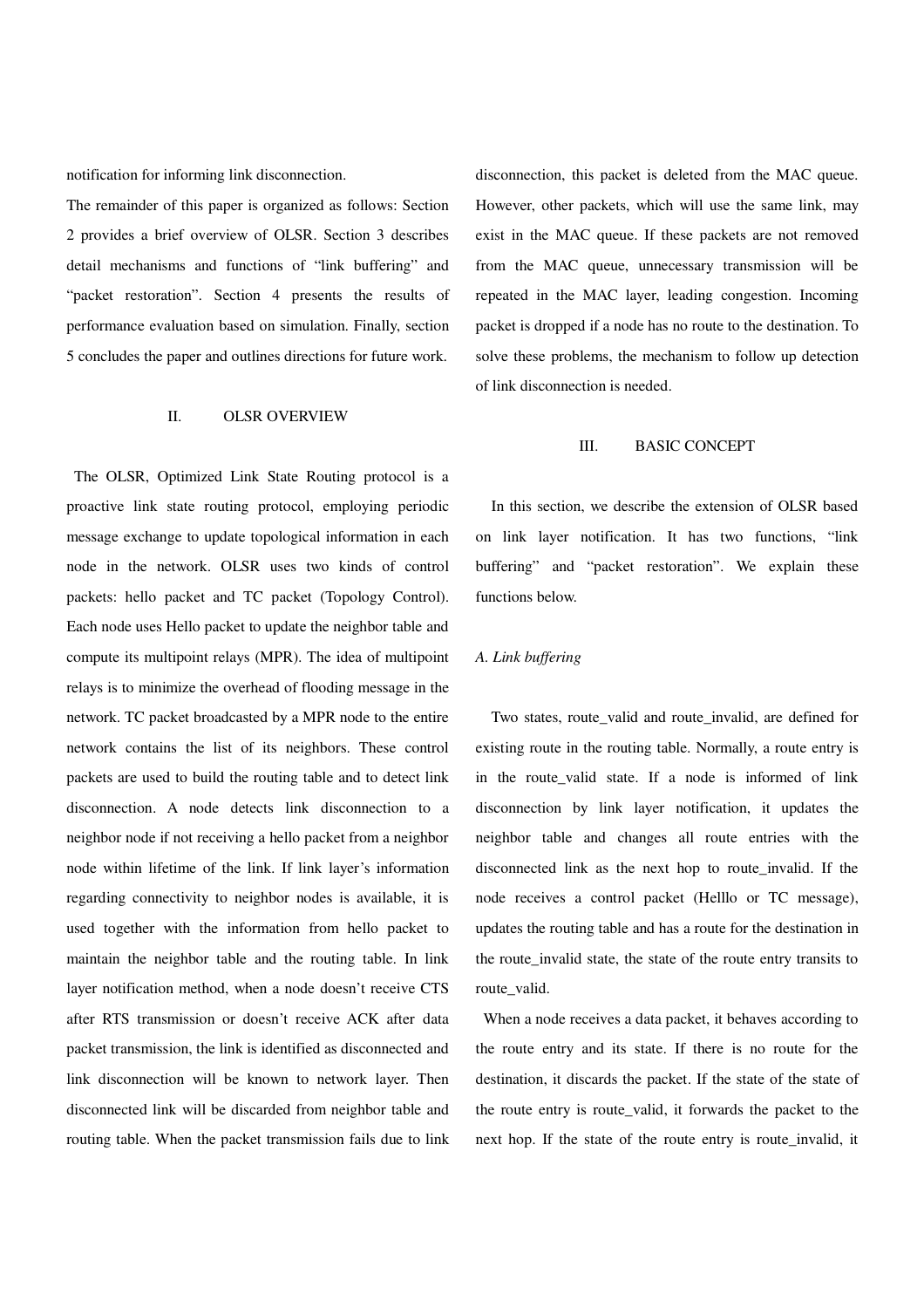notification for informing link disconnection.

The remainder of this paper is organized as follows: Section 2 provides a brief overview of OLSR. Section 3 describes detail mechanisms and functions of "link buffering" and "packet restoration". Section 4 presents the results of performance evaluation based on simulation. Finally, section 5 concludes the paper and outlines directions for future work.

## II. OLSR OVERVIEW

The OLSR, Optimized Link State Routing protocol is a proactive link state routing protocol, employing periodic message exchange to update topological information in each node in the network. OLSR uses two kinds of control packets: hello packet and TC packet (Topology Control). Each node uses Hello packet to update the neighbor table and compute its multipoint relays (MPR). The idea of multipoint relays is to minimize the overhead of flooding message in the network. TC packet broadcasted by a MPR node to the entire network contains the list of its neighbors. These control packets are used to build the routing table and to detect link disconnection. A node detects link disconnection to a neighbor node if not receiving a hello packet from a neighbor node within lifetime of the link. If link layer's information regarding connectivity to neighbor nodes is available, it is used together with the information from hello packet to maintain the neighbor table and the routing table. In link layer notification method, when a node doesn't receive CTS after RTS transmission or doesn't receive ACK after data packet transmission, the link is identified as disconnected and link disconnection will be known to network layer. Then disconnected link will be discarded from neighbor table and routing table. When the packet transmission fails due to link disconnection, this packet is deleted from the MAC queue. However, other packets, which will use the same link, may exist in the MAC queue. If these packets are not removed from the MAC queue, unnecessary transmission will be repeated in the MAC layer, leading congestion. Incoming packet is dropped if a node has no route to the destination. To solve these problems, the mechanism to follow up detection of link disconnection is needed.

## III. BASIC CONCEPT

In this section, we describe the extension of OLSR based on link layer notification. It has two functions, "link buffering" and "packet restoration". We explain these functions below.

### *A. Link buffering*

Two states, route_valid and route_invalid, are defined for existing route in the routing table. Normally, a route entry is in the route_valid state. If a node is informed of link disconnection by link layer notification, it updates the neighbor table and changes all route entries with the disconnected link as the next hop to route_invalid. If the node receives a control packet (Helllo or TC message), updates the routing table and has a route for the destination in the route_invalid state, the state of the route entry transits to route_valid.

When a node receives a data packet, it behaves according to the route entry and its state. If there is no route for the destination, it discards the packet. If the state of the state of the route entry is route_valid, it forwards the packet to the next hop. If the state of the route entry is route_invalid, it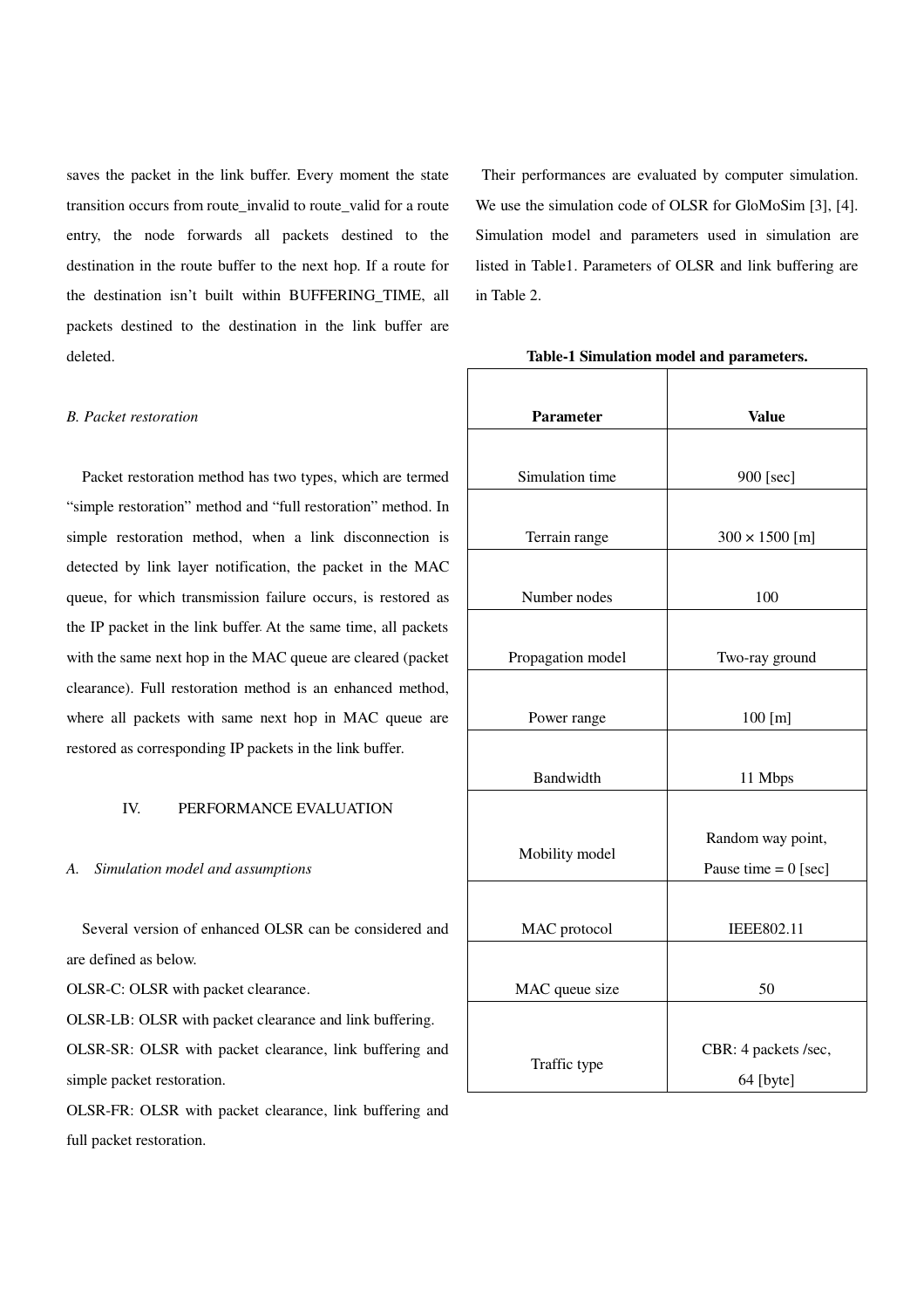saves the packet in the link buffer. Every moment the state transition occurs from route_invalid to route_valid for a route entry, the node forwards all packets destined to the destination in the route buffer to the next hop. If a route for the destination isn't built within BUFFERING_TIME, all packets destined to the destination in the link buffer are deleted.

### *B. Packet restoration*

Packet restoration method has two types, which are termed "simple restoration" method and "full restoration" method. In simple restoration method, when a link disconnection is detected by link layer notification, the packet in the MAC queue, for which transmission failure occurs, is restored as the IP packet in the link buffer. At the same time, all packets with the same next hop in the MAC queue are cleared (packet clearance). Full restoration method is an enhanced method, where all packets with same next hop in MAC queue are restored as corresponding IP packets in the link buffer.

## IV. PERFORMANCE EVALUATION

### *A. Simulation model and assumptions*

Several version of enhanced OLSR can be considered and are defined as below.

OLSR-C: OLSR with packet clearance.

OLSR-LB: OLSR with packet clearance and link buffering.

OLSR-SR: OLSR with packet clearance, link buffering and simple packet restoration.

OLSR-FR: OLSR with packet clearance, link buffering and full packet restoration.

Their performances are evaluated by computer simulation. We use the simulation code of OLSR for GloMoSim [3], [4]. Simulation model and parameters used in simulation are listed in Table1. Parameters of OLSR and link buffering are in Table 2.

**Table-1 Simulation model and parameters.**

| Parameter | Value |
|---|---|
| Simulation time | 900 [sec] |
| Terrain range | 300 × 1500 [m] |
| Number nodes | 100 |
| Propagation model | Two-ray ground |
| Power range | 100 [m] |
| Bandwidth | 11 Mbps |
| Mobility model | Random way point, Pause time = 0 [sec] |
| MAC protocol | IEEE802.11 |
| MAC queue size | 50 |
| Traffic type | CBR: 4 packets /sec, 64 [byte] |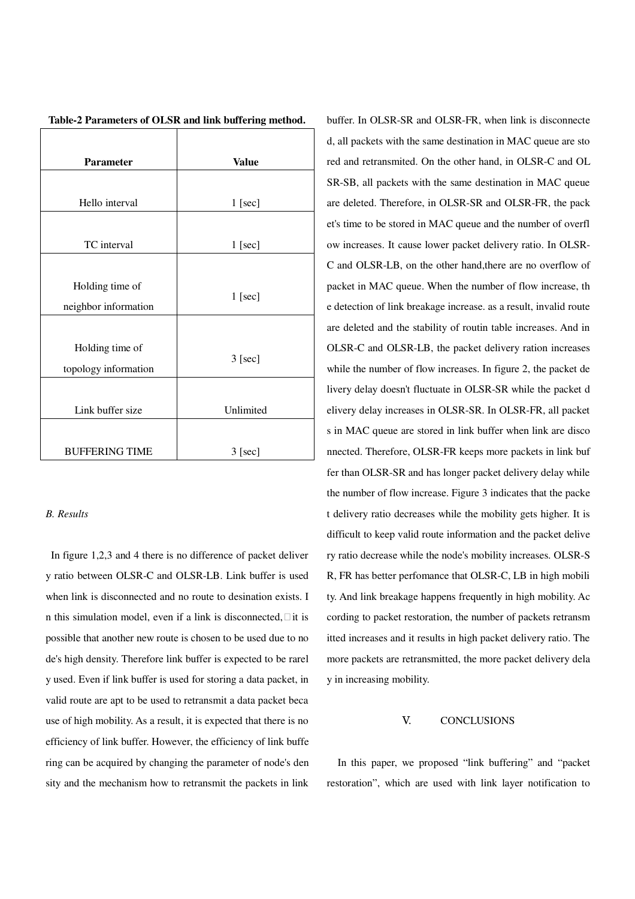**Table-2 Parameters of OLSR and link buffering method.**

| Parameter | Value |
|---|---|
| Hello interval | 1 [sec] |
| TC interval | 1 [sec] |
| Holding time of neighbor information | 1 [sec] |
| Holding time of topology information | 3 [sec] |
| Link buffer size | Unlimited |
| BUFFERING TIME | 3 [sec] |

*B. Results*

In figure 1,2,3 and 4 there is no difference of packet delivery ratio between OLSR-C and OLSR-LB. Link buffer is used when link is disconnected and no route to desination exists. In this simulation model, even if a link is disconnected, it is possible that another new route is chosen to be used due to node's high density. Therefore link buffer is expected to be rarely used. Even if link buffer is used for storing a data packet, invalid route are apt to be used to retransmit a data packet because of high mobility. As a result, it is expected that there is no efficiency of link buffer. However, the efficiency of link buffering can be acquired by changing the parameter of node's density and the mechanism how to retransmit the packets in link buffer. In OLSR-SR and OLSR-FR, when link is disconnected, all packets with the same destination in MAC queue are stored and retransmited. On the other hand, in OLSR-C and OLSR-SB, all packets with the same destination in MAC queue are deleted. Therefore, in OLSR-SR and OLSR-FR, the packet's time to be stored in MAC queue and the number of overflow increases. It cause lower packet delivery ratio. In OLSR-C and OLSR-LB, on the other hand,there are no overflow of packet in MAC queue. When the number of flow increase, the detection of link breakage increase. as a result, invalid route are deleted and the stability of routin table increases. And in OLSR-C and OLSR-LB, the packet delivery ration increases while the number of flow increases. In figure 2, the packet delivery delay doesn't fluctuate in OLSR-SR while the packet delivery delay increases in OLSR-SR. In OLSR-FR, all packets in MAC queue are stored in link buffer when link are disconnected. Therefore, OLSR-FR keeps more packets in link buffer than OLSR-SR and has longer packet delivery delay while the number of flow increase. Figure 3 indicates that the packet delivery ratio decreases while the mobility gets higher. It is difficult to keep valid route information and the packet delivery ratio decrease while the node's mobility increases. OLSR-SR, FR has better perfomance that OLSR-C, LB in high mobility. And link breakage happens frequently in high mobility. According to packet restoration, the number of packets retransmitted increases and it results in high packet delivery ratio. The more packets are retransmitted, the more packet delivery delay in increasing mobility.

## V. CONCLUSIONS

In this paper, we proposed “link buffering” and “packet restoration”, which are used with link layer notification to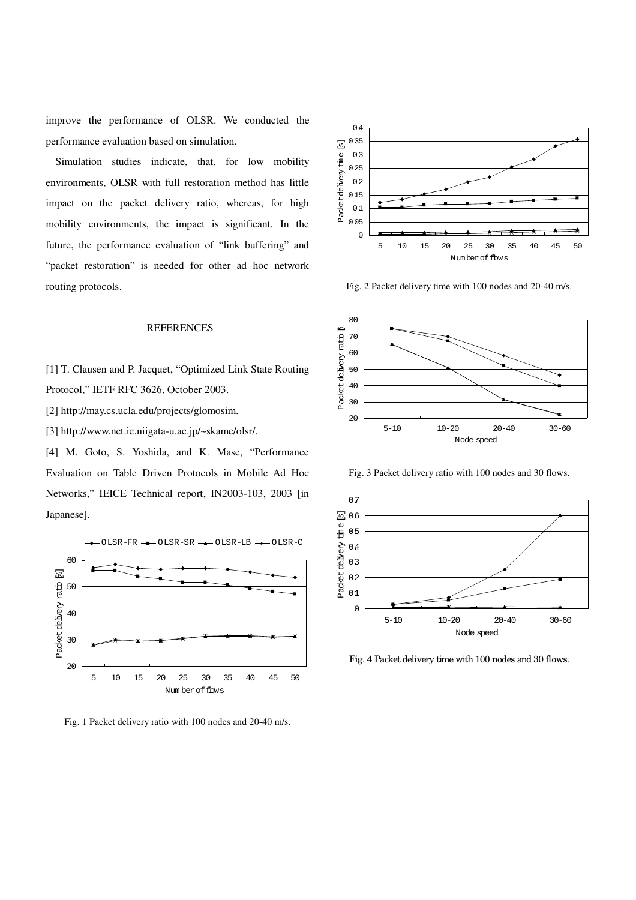improve the performance of OLSR. We conducted the performance evaluation based on simulation.

Simulation studies indicate, that, for low mobility environments, OLSR with full restoration method has little impact on the packet delivery ratio, whereas, for high mobility environments, the impact is significant. In the future, the performance evaluation of "link buffering" and "packet restoration" is needed for other ad hoc network routing protocols.

## REFERENCES

[1] T. Clausen and P. Jacquet, "Optimized Link State Routing Protocol," IETF RFC 3626, October 2003.

[2] http://may.cs.ucla.edu/projects/glomosim.

[3] http://www.net.ie.niigata-u.ac.jp/~skame/olsr/.

[4] M. Goto, S. Yoshida, and K. Mase, "Performance Evaluation on Table Driven Protocols in Mobile Ad Hoc Networks," IEICE Technical report, IN2003-103, 2003 [in Japanese].

OLSR-FR OLSR-SR OLSR-LB OLSR-C

Packet delivery ratio [%]

60
50
40
30
20

5 10 15 20 25 30 35 40 45 50

Number of flows

Fig. 1 Packet delivery ratio with 100 nodes and 20-40 m/s.

Packet delivery time [s]

0.4
0.35
0.3
0.25
0.2
0.15
0.1
0.05
0

5 10 15 20 25 30 35 40 45 50

Number of flows

Fig. 2 Packet delivery time with 100 nodes and 20-40 m/s.

Packet delivery ratio [%]

80
70
60
50
40
30
20

5-10 10-20 20-40 30-60

Node speed

Fig. 3 Packet delivery ratio with 100 nodes and 30 flows.

Packet delivery time [s]

0.7
0.6
0.5
0.4
0.3
0.2
0.1
0

5-10 10-20 20-40 30-60

Node speed

Fig. 4 Packet delivery time with 100 nodes and 30 flows.